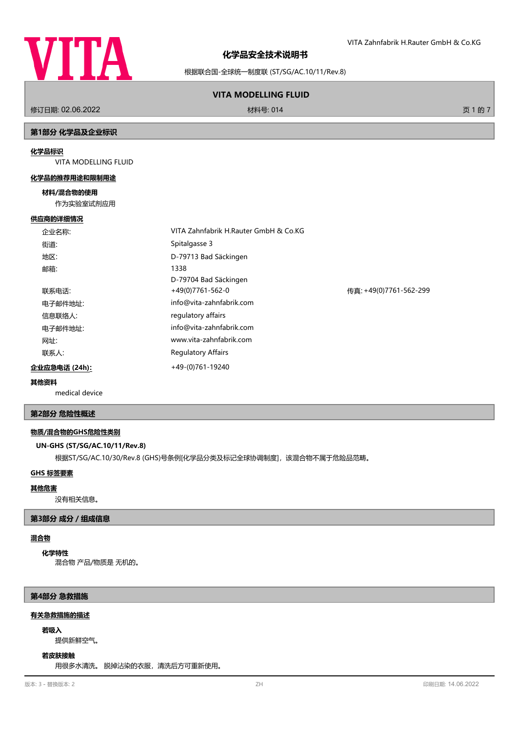# 化学品安全技术说明书

根据联合国-全球统一制度联 (ST/SG/AC.10/11/Rev.8)

**VITA MODELLING FLUID**

修订日期: 02.06.2022 材料号: 014

## 第1部分 化学品及企业标识

**化学品标识**

VITA MODELLING FLUID

**化学品的推荐用途和限制用途**

**材料/混合物的使用**

作为实验室试剂应用

**供应商的详细情况**

| | | |
|---|---|---|
| 企业名称: | VITA Zahnfabrik H.Rauter GmbH & Co.KG | |
| 街道: | Spitalgasse 3 | |
| 地区: | D-79713 Bad Säckingen | |
| 邮箱: | 1338<br>D-79704 Bad Säckingen | |
| 联系电话: | +49(0)7761-562-0 | 传真: +49(0)7761-562-299 |
| 电子邮件地址: | info@vita-zahnfabrik.com | |
| 信息联络人: | regulatory affairs | |
| 电子邮件地址: | info@vita-zahnfabrik.com | |
| 网址: | www.vita-zahnfabrik.com | |
| 联系人: | Regulatory Affairs | |

**企业应急电话 (24h):** +49-(0)761-19240

**其他资料**

medical device

## 第2部分 危险性概述

**物质/混合物的GHS危险性类别**

**UN-GHS (ST/SG/AC.10/11/Rev.8)**

根据ST/SG/AC.10/30/Rev.8 (GHS)号条例[化学品分类及标记全球协调制度]，该混合物不属于危险品范畴。

**GHS 标签要素**

**其他危害**

没有相关信息。

## 第3部分 成分 / 组成信息

**混合物**

**化学特性**

混合物 产品/物质是 无机的。

## 第4部分 急救措施

**有关急救措施的描述**

**若吸入**

提供新鲜空气。

**若皮肤接触**

用很多水清洗。 脱掉沾染的衣服，清洗后方可重新使用。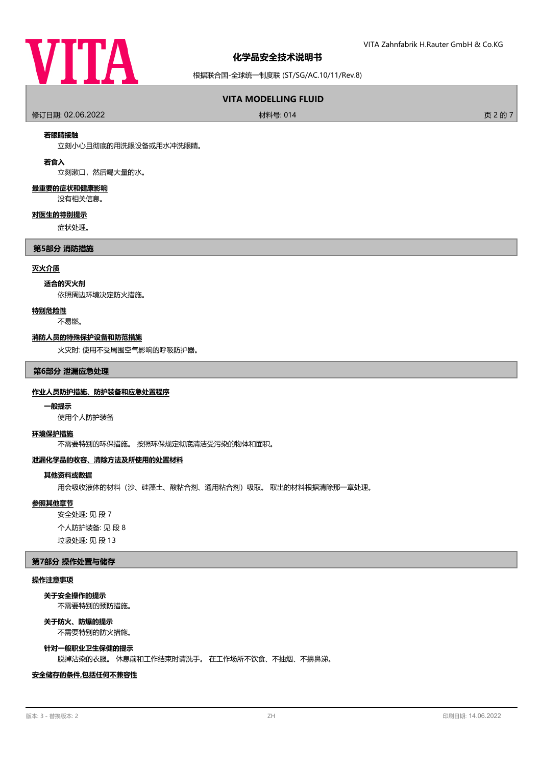**若眼睛接触**

立刻小心且彻底的用洗眼设备或用水冲洗眼睛。

**若食入**

立刻漱口，然后喝大量的水。

**最重要的症状和健康影响**

没有相关信息。

**对医生的特别提示**

症状处理。

## 第5部分 消防措施

**灭火介质**

**适合的灭火剂**

依照周边环境决定防火措施。

**特别危险性**

不易燃。

**消防人员的特殊保护设备和防范措施**

火灾时: 使用不受周围空气影响的呼吸防护器。

## 第6部分 泄漏应急处理

**作业人员防护措施、防护装备和应急处置程序**

**一般提示**

使用个人防护装备

**环境保护措施**

不需要特别的环保措施。 按照环保规定彻底清洁受污染的物体和面积。

**泄漏化学品的收容、清除方法及所使用的处置材料**

**其他资料或数据**

用会吸收液体的材料（沙、硅藻土、酸粘合剂、通用粘合剂）吸取。 取出的材料根据清除那一章处理。

**参照其他章节**

安全处理: 见 段 7

个人防护装备: 见 段 8

垃圾处理: 见 段 13

## 第7部分 操作处置与储存

**操作注意事项**

**关于安全操作的提示**

不需要特别的预防措施。

**关于防火、防爆的提示**

不需要特别的防火措施。

**针对一般职业卫生保健的提示**

脱掉沾染的衣服。 休息前和工作结束时请洗手。 在工作场所不饮食、不抽烟、不擤鼻涕。

**安全储存的条件,包括任何不兼容性**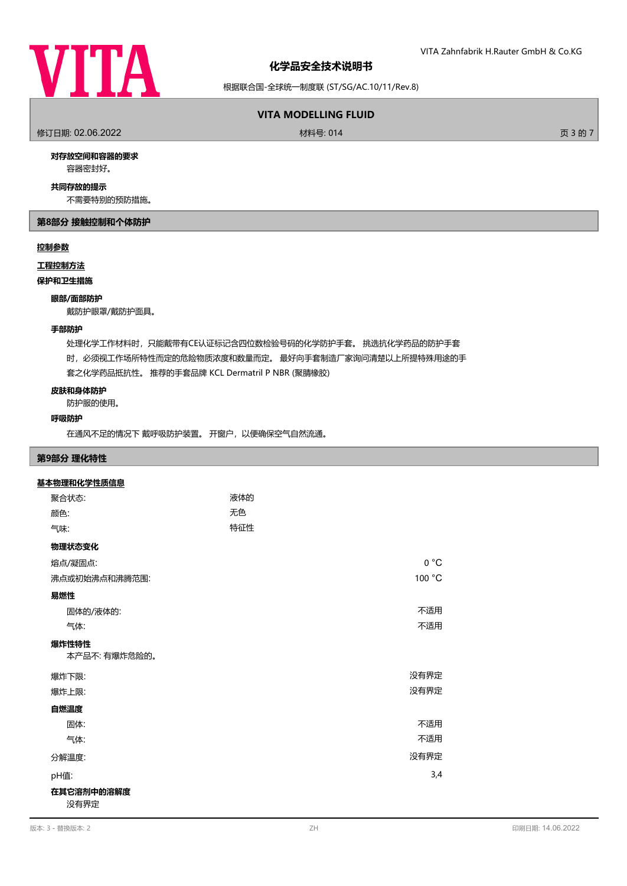**对存放空间和容器的要求**

容器密封好。

**共同存放的提示**

不需要特别的预防措施。

## 第8部分 接触控制和个体防护

**控制参数**

**工程控制方法**

**保护和卫生措施**

**眼部/面部防护**

戴防护眼罩/戴防护面具。

**手部防护**

处理化学工作材料时，只能戴带有CE认证标记含四位数检验号码的化学防护手套。 挑选抗化学药品的防护手套时，必须视工作场所特性而定的危险物质浓度和数量而定。 最好向手套制造厂家询问清楚以上所提特殊用途的手套之化学药品抵抗性。 推荐的手套品牌 KCL Dermatril P NBR (聚腈橡胶)

**皮肤和身体防护**

防护服的使用。

**呼吸防护**

在通风不足的情况下 戴呼吸防护装置。 开窗户，以便确保空气自然流通。

## 第9部分 理化特性

**基本物理和化学性质信息**

| | |
|---|---|
| 聚合状态: | 液体的 |
| 颜色: | 无色 |
| 气味: | 特征性 |

**物理状态变化**

| | |
|---|---|
| 熔点/凝固点: | 0 °C |
| 沸点或初始沸点和沸腾范围: | 100 °C |

**易燃性**

| | |
|---|---|
| 固体的/液体的: | 不适用 |
| 气体: | 不适用 |

**爆炸性特性**

本产品不: 有爆炸危险的。

| | |
|---|---|
| 爆炸下限: | 没有界定 |
| 爆炸上限: | 没有界定 |

**自燃温度**

| | |
|---|---|
| 固体: | 不适用 |
| 气体: | 不适用 |
| 分解温度: | 没有界定 |
| pH值: | 3,4 |

**在其它溶剂中的溶解度**

没有界定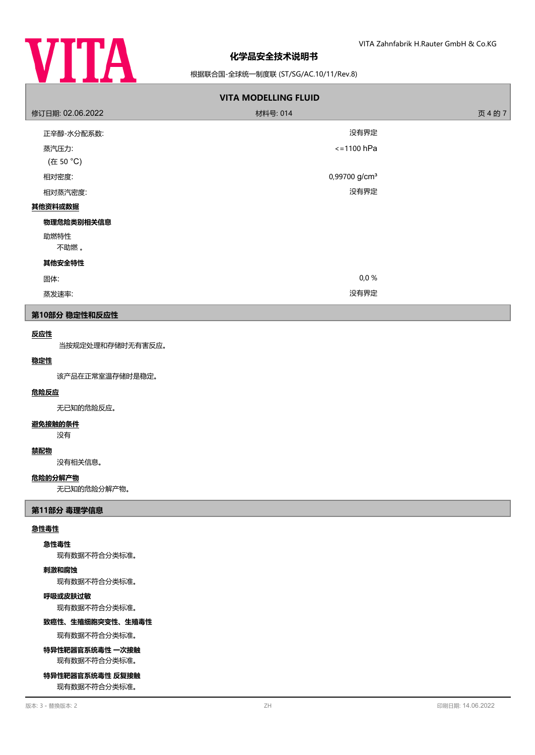| | |
|---|---|
| 正辛醇-水分配系数: | 没有界定 |
| 蒸汽压力:<br>(在 50 °C) | <=1100 hPa |
| 相对密度: | 0,99700 g/cm³ |
| 相对蒸汽密度: | 没有界定 |

**其他资料或数据**

**物理危险类别相关信息**

助燃特性

不助燃 。

**其他安全特性**

| | |
|---|---|
| 固体: | 0,0 % |
| 蒸发速率: | 没有界定 |

## 第10部分 稳定性和反应性

**反应性**

当按规定处理和存储时无有害反应。

**稳定性**

该产品在正常室温存储时是稳定。

**危险反应**

无已知的危险反应。

**避免接触的条件**

没有

**禁配物**

没有相关信息。

**危险的分解产物**

无已知的危险分解产物。

## 第11部分 毒理学信息

**急性毒性**

**急性毒性**

现有数据不符合分类标准。

**刺激和腐蚀**

现有数据不符合分类标准。

**呼吸或皮肤过敏**

现有数据不符合分类标准。

**致癌性、生殖细胞突变性、生殖毒性**

现有数据不符合分类标准。

**特异性靶器官系统毒性 一次接触**

现有数据不符合分类标准。

**特异性靶器官系统毒性 反复接触**

现有数据不符合分类标准。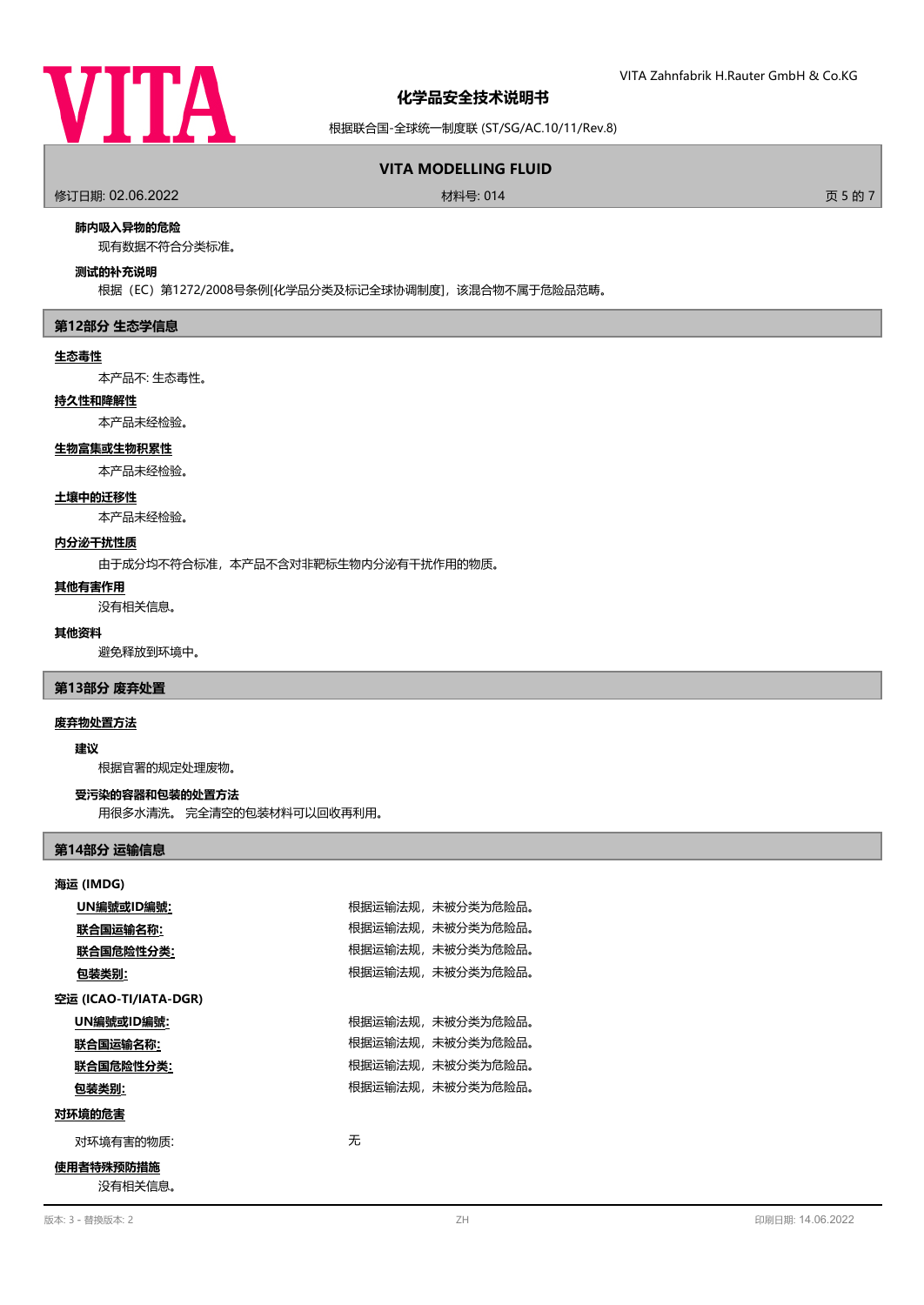**肺内吸入异物的危险**

现有数据不符合分类标准。

**测试的补充说明**

根据（EC）第1272/2008号条例[化学品分类及标记全球协调制度]，该混合物不属于危险品范畴。

## 第12部分 生态学信息

**生态毒性**

本产品不: 生态毒性。

**持久性和降解性**

本产品未经检验。

**生物富集或生物积累性**

本产品未经检验。

**土壤中的迁移性**

本产品未经检验。

**内分泌干扰性质**

由于成分均不符合标准，本产品不含对非靶标生物内分泌有干扰作用的物质。

**其他有害作用**

没有相关信息。

**其他资料**

避免释放到环境中。

## 第13部分 废弃处置

**废弃物处置方法**

**建议**

根据官署的规定处理废物。

**受污染的容器和包装的处置方法**

用很多水清洗。 完全清空的包装材料可以回收再利用。

## 第14部分 运输信息

**海运 (IMDG)**

| | |
|---|---|
| UN編號或ID編號: | 根据运输法规，未被分类为危险品。 |
| 联合国运输名称: | 根据运输法规，未被分类为危险品。 |
| 联合国危险性分类: | 根据运输法规，未被分类为危险品。 |
| 包装类别: | 根据运输法规，未被分类为危险品。 |

**空运 (ICAO-TI/IATA-DGR)**

| | |
|---|---|
| UN編號或ID編號: | 根据运输法规，未被分类为危险品。 |
| 联合国运输名称: | 根据运输法规，未被分类为危险品。 |
| 联合国危险性分类: | 根据运输法规，未被分类为危险品。 |
| 包装类别: | 根据运输法规，未被分类为危险品。 |

**对环境的危害**

| | |
|---|---|
| 对环境有害的物质: | 无 |

**使用者特殊预防措施**

没有相关信息。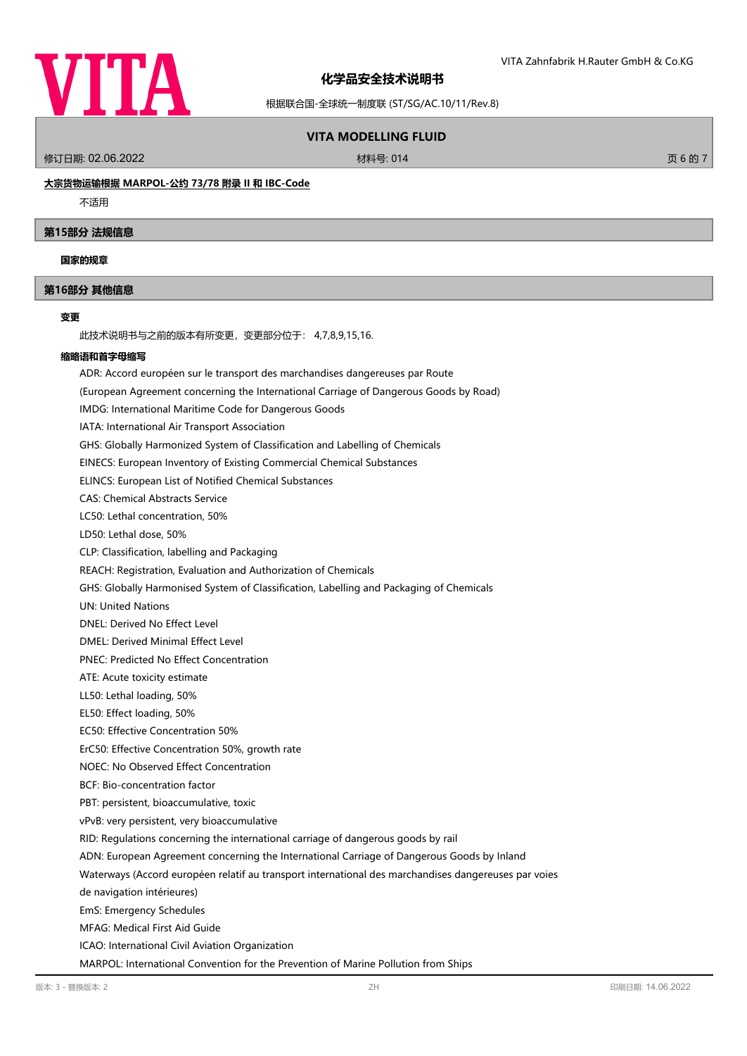**大宗货物运输根据 MARPOL-公约 73/78 附录 II 和 IBC-Code**

不适用

## 第15部分 法规信息

**国家的规章**

## 第16部分 其他信息

**变更**

此技术说明书与之前的版本有所变更，变更部分位于： 4,7,8,9,15,16.

**缩略语和首字母缩写**

ADR: Accord européen sur le transport des marchandises dangereuses par Route
(European Agreement concerning the International Carriage of Dangerous Goods by Road)
IMDG: International Maritime Code for Dangerous Goods
IATA: International Air Transport Association
GHS: Globally Harmonized System of Classification and Labelling of Chemicals
EINECS: European Inventory of Existing Commercial Chemical Substances
ELINCS: European List of Notified Chemical Substances
CAS: Chemical Abstracts Service
LC50: Lethal concentration, 50%
LD50: Lethal dose, 50%
CLP: Classification, labelling and Packaging
REACH: Registration, Evaluation and Authorization of Chemicals
GHS: Globally Harmonised System of Classification, Labelling and Packaging of Chemicals
UN: United Nations
DNEL: Derived No Effect Level
DMEL: Derived Minimal Effect Level
PNEC: Predicted No Effect Concentration
ATE: Acute toxicity estimate
LL50: Lethal loading, 50%
EL50: Effect loading, 50%
EC50: Effective Concentration 50%
ErC50: Effective Concentration 50%, growth rate
NOEC: No Observed Effect Concentration
BCF: Bio-concentration factor
PBT: persistent, bioaccumulative, toxic
vPvB: very persistent, very bioaccumulative
RID: Regulations concerning the international carriage of dangerous goods by rail
ADN: European Agreement concerning the International Carriage of Dangerous Goods by Inland Waterways (Accord européen relatif au transport international des marchandises dangereuses par voies de navigation intérieures)
EmS: Emergency Schedules
MFAG: Medical First Aid Guide
ICAO: International Civil Aviation Organization
MARPOL: International Convention for the Prevention of Marine Pollution from Ships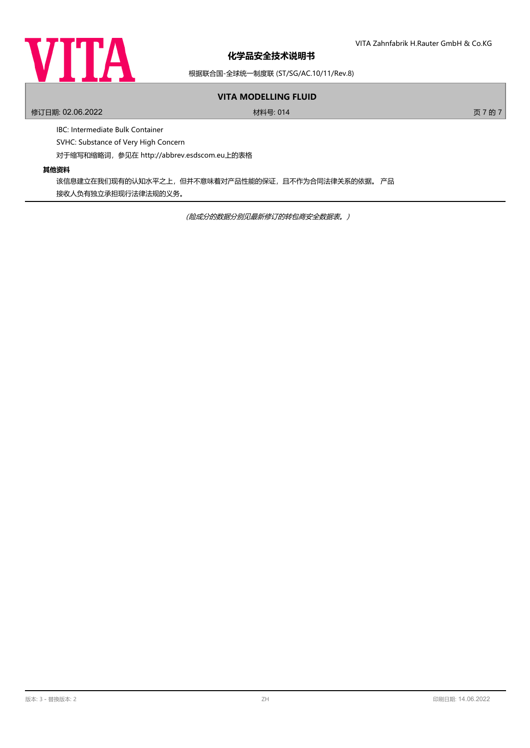IBC: Intermediate Bulk Container

SVHC: Substance of Very High Concern

对于缩写和缩略词，参见在 http://abbrev.esdscom.eu上的表格

**其他资料**

该信息建立在我们现有的认知水平之上，但并不意味着对产品性能的保证，且不作为合同法律关系的依据。 产品接收人负有独立承担现行法律法规的义务。

---

*(险成分的数据分别见最新修订的转包商安全数据表。)*